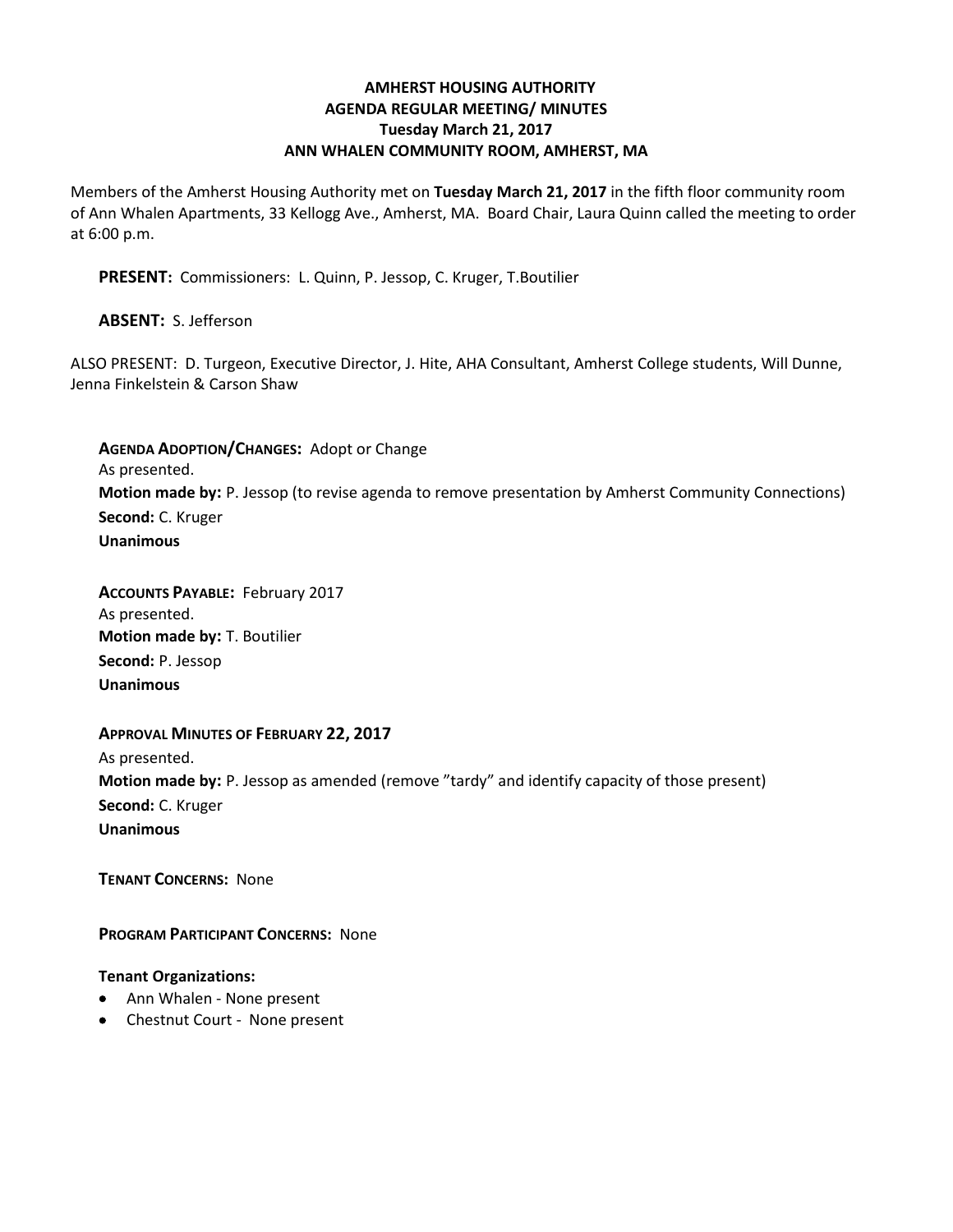# AMHERST HOUSING AUTHORITY
## AGENDA REGULAR MEETING/ MINUTES
### Tuesday March 21, 2017
### ANN WHALEN COMMUNITY ROOM, AMHERST, MA

Members of the Amherst Housing Authority met on **Tuesday March 21, 2017** in the fifth floor community room of Ann Whalen Apartments, 33 Kellogg Ave., Amherst, MA. Board Chair, Laura Quinn called the meeting to order at 6:00 p.m.

**PRESENT:** Commissioners: L. Quinn, P. Jessop, C. Kruger, T.Boutilier

**ABSENT:** S. Jefferson

ALSO PRESENT: D. Turgeon, Executive Director, J. Hite, AHA Consultant, Amherst College students, Will Dunne, Jenna Finkelstein & Carson Shaw

**AGENDA ADOPTION/CHANGES:** Adopt or Change
As presented.
**Motion made by:** P. Jessop (to revise agenda to remove presentation by Amherst Community Connections)
**Second:** C. Kruger
**Unanimous**

**ACCOUNTS PAYABLE:** February 2017
As presented.
**Motion made by:** T. Boutilier
**Second:** P. Jessop
**Unanimous**

**APPROVAL MINUTES OF FEBRUARY 22, 2017**
As presented.
**Motion made by:** P. Jessop as amended (remove "tardy" and identify capacity of those present)
**Second:** C. Kruger
**Unanimous**

**TENANT CONCERNS:** None

**PROGRAM PARTICIPANT CONCERNS:** None

**Tenant Organizations:**

- Ann Whalen - None present
- Chestnut Court - None present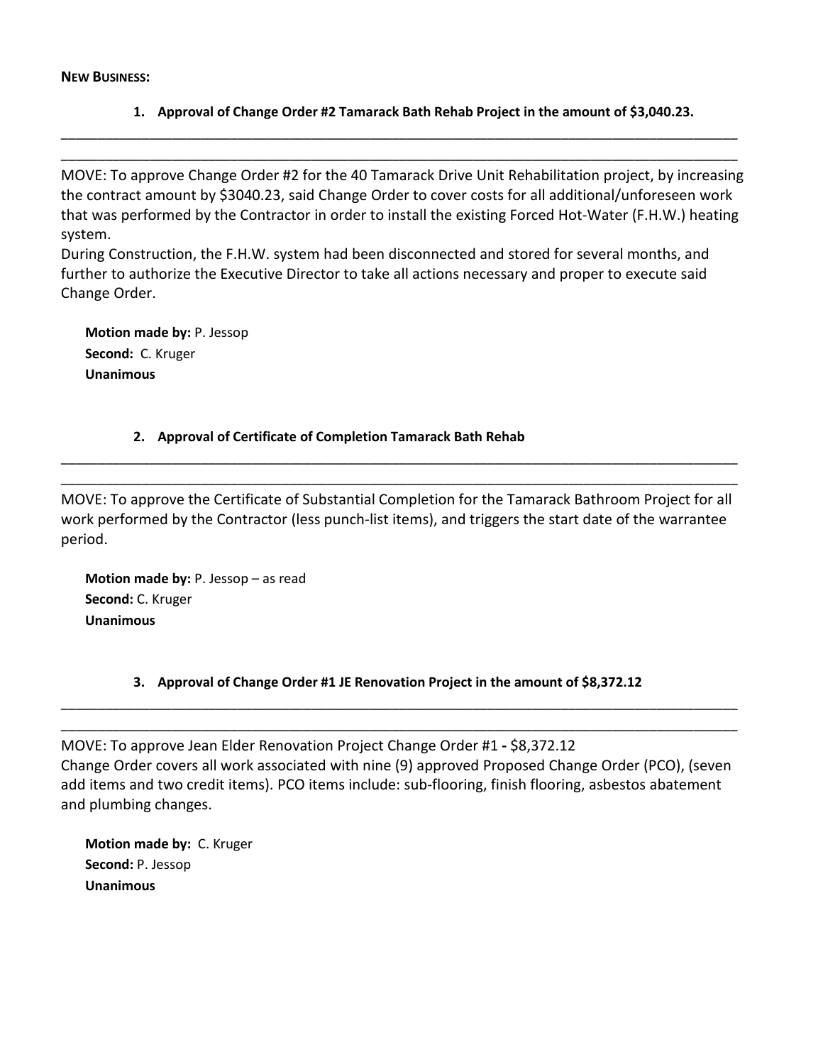**NEW BUSINESS:**

1. **Approval of Change Order #2 Tamarack Bath Rehab Project in the amount of $3,040.23.**

MOVE: To approve Change Order #2 for the 40 Tamarack Drive Unit Rehabilitation project, by increasing the contract amount by $3040.23, said Change Order to cover costs for all additional/unforeseen work that was performed by the Contractor in order to install the existing Forced Hot-Water (F.H.W.) heating system.
During Construction, the F.H.W. system had been disconnected and stored for several months, and further to authorize the Executive Director to take all actions necessary and proper to execute said Change Order.

**Motion made by:** P. Jessop
**Second:** C. Kruger
**Unanimous**

2. **Approval of Certificate of Completion Tamarack Bath Rehab**

MOVE: To approve the Certificate of Substantial Completion for the Tamarack Bathroom Project for all work performed by the Contractor (less punch-list items), and triggers the start date of the warrantee period.

**Motion made by:** P. Jessop – as read
**Second:** C. Kruger
**Unanimous**

3. **Approval of Change Order #1 JE Renovation Project in the amount of $8,372.12**

MOVE: To approve Jean Elder Renovation Project Change Order #1 **-** $8,372.12
Change Order covers all work associated with nine (9) approved Proposed Change Order (PCO), (seven add items and two credit items). PCO items include: sub-flooring, finish flooring, asbestos abatement and plumbing changes.

**Motion made by:** C. Kruger
**Second:** P. Jessop
**Unanimous**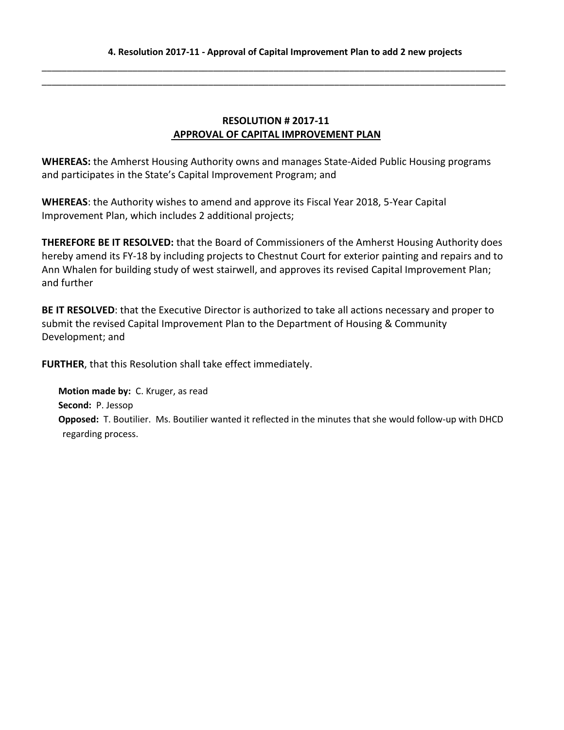**4. Resolution 2017-11 - Approval of Capital Improvement Plan to add 2 new projects**

---

---

## RESOLUTION # 2017-11
## APPROVAL OF CAPITAL IMPROVEMENT PLAN

**WHEREAS:** the Amherst Housing Authority owns and manages State-Aided Public Housing programs and participates in the State's Capital Improvement Program; and

**WHEREAS**: the Authority wishes to amend and approve its Fiscal Year 2018, 5-Year Capital Improvement Plan, which includes 2 additional projects;

**THEREFORE BE IT RESOLVED:** that the Board of Commissioners of the Amherst Housing Authority does hereby amend its FY-18 by including projects to Chestnut Court for exterior painting and repairs and to Ann Whalen for building study of west stairwell, and approves its revised Capital Improvement Plan; and further

**BE IT RESOLVED**: that the Executive Director is authorized to take all actions necessary and proper to submit the revised Capital Improvement Plan to the Department of Housing & Community Development; and

**FURTHER**, that this Resolution shall take effect immediately.

**Motion made by:** C. Kruger, as read
**Second:** P. Jessop
**Opposed:** T. Boutilier. Ms. Boutilier wanted it reflected in the minutes that she would follow-up with DHCD regarding process.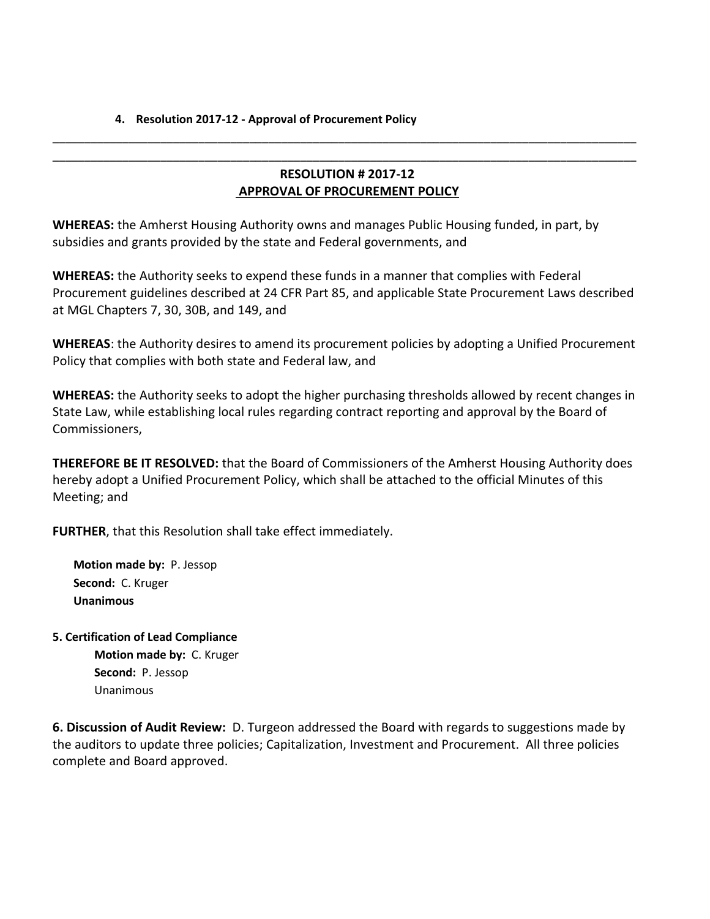**4. Resolution 2017-12 - Approval of Procurement Policy**

---

---

## RESOLUTION # 2017-12
## APPROVAL OF PROCUREMENT POLICY

**WHEREAS:** the Amherst Housing Authority owns and manages Public Housing funded, in part, by subsidies and grants provided by the state and Federal governments, and

**WHEREAS:** the Authority seeks to expend these funds in a manner that complies with Federal Procurement guidelines described at 24 CFR Part 85, and applicable State Procurement Laws described at MGL Chapters 7, 30, 30B, and 149, and

**WHEREAS**: the Authority desires to amend its procurement policies by adopting a Unified Procurement Policy that complies with both state and Federal law, and

**WHEREAS:** the Authority seeks to adopt the higher purchasing thresholds allowed by recent changes in State Law, while establishing local rules regarding contract reporting and approval by the Board of Commissioners,

**THEREFORE BE IT RESOLVED:** that the Board of Commissioners of the Amherst Housing Authority does hereby adopt a Unified Procurement Policy, which shall be attached to the official Minutes of this Meeting; and

**FURTHER**, that this Resolution shall take effect immediately.

**Motion made by:** P. Jessop
**Second:** C. Kruger
**Unanimous**

**5. Certification of Lead Compliance**

**Motion made by:** C. Kruger
**Second:** P. Jessop
Unanimous

**6. Discussion of Audit Review:** D. Turgeon addressed the Board with regards to suggestions made by the auditors to update three policies; Capitalization, Investment and Procurement. All three policies complete and Board approved.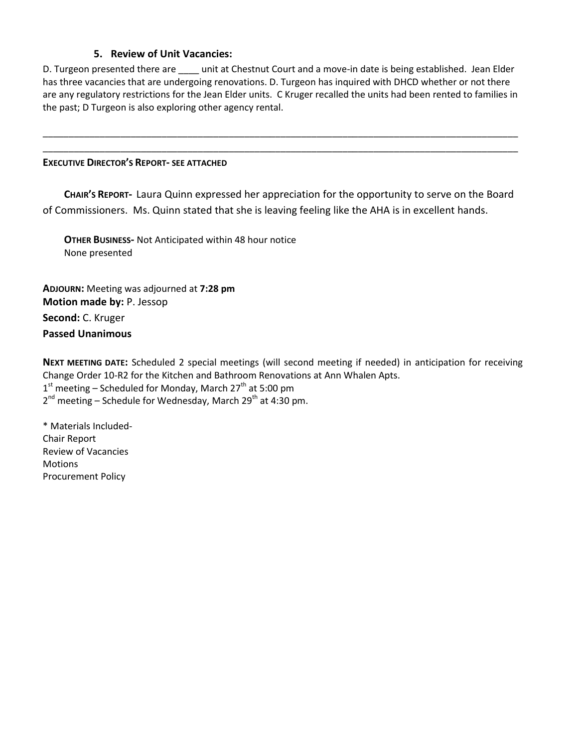### 5. Review of Unit Vacancies:

D. Turgeon presented there are ____ unit at Chestnut Court and a move-in date is being established. Jean Elder has three vacancies that are undergoing renovations. D. Turgeon has inquired with DHCD whether or not there are any regulatory restrictions for the Jean Elder units. C Kruger recalled the units had been rented to families in the past; D Turgeon is also exploring other agency rental.

---

---

**EXECUTIVE DIRECTOR'S REPORT- SEE ATTACHED**

**CHAIR'S REPORT-** Laura Quinn expressed her appreciation for the opportunity to serve on the Board of Commissioners. Ms. Quinn stated that she is leaving feeling like the AHA is in excellent hands.

**OTHER BUSINESS-** Not Anticipated within 48 hour notice
None presented

**ADJOURN:** Meeting was adjourned at **7:28 pm**
**Motion made by:** P. Jessop
**Second:** C. Kruger
**Passed Unanimous**

**NEXT MEETING DATE:** Scheduled 2 special meetings (will second meeting if needed) in anticipation for receiving Change Order 10-R2 for the Kitchen and Bathroom Renovations at Ann Whalen Apts.
1st meeting – Scheduled for Monday, March 27th at 5:00 pm
2nd meeting – Schedule for Wednesday, March 29th at 4:30 pm.

\* Materials Included-
Chair Report
Review of Vacancies
Motions
Procurement Policy